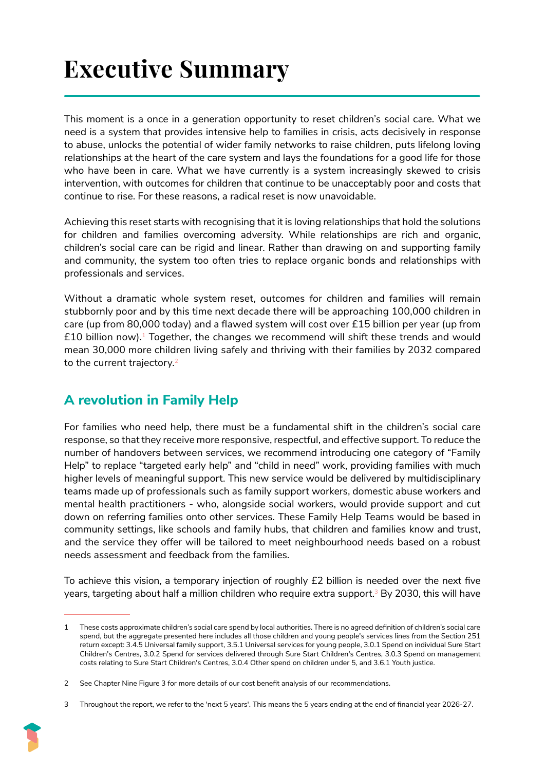# Executive Summary

This moment is a once in a generation opportunity to reset children's social care. What we need is a system that provides intensive help to families in crisis, acts decisively in response to abuse, unlocks the potential of wider family networks to raise children, puts lifelong loving relationships at the heart of the care system and lays the foundations for a good life for those who have been in care. What we have currently is a system increasingly skewed to crisis intervention, with outcomes for children that continue to be unacceptably poor and costs that continue to rise. For these reasons, a radical reset is now unavoidable.

Achieving this reset starts with recognising that it is loving relationships that hold the solutions for children and families overcoming adversity. While relationships are rich and organic, children's social care can be rigid and linear. Rather than drawing on and supporting family and community, the system too often tries to replace organic bonds and relationships with professionals and services.

Without a dramatic whole system reset, outcomes for children and families will remain stubbornly poor and by this time next decade there will be approaching 100,000 children in care (up from 80,000 today) and a flawed system will cost over £15 billion per year (up from £10 billion now).[1] Together, the changes we recommend will shift these trends and would mean 30,000 more children living safely and thriving with their families by 2032 compared to the current trajectory.[2]

## A revolution in Family Help

For families who need help, there must be a fundamental shift in the children's social care response, so that they receive more responsive, respectful, and effective support. To reduce the number of handovers between services, we recommend introducing one category of "Family Help" to replace "targeted early help" and "child in need" work, providing families with much higher levels of meaningful support. This new service would be delivered by multidisciplinary teams made up of professionals such as family support workers, domestic abuse workers and mental health practitioners - who, alongside social workers, would provide support and cut down on referring families onto other services. These Family Help Teams would be based in community settings, like schools and family hubs, that children and families know and trust, and the service they offer will be tailored to meet neighbourhood needs based on a robust needs assessment and feedback from the families.

To achieve this vision, a temporary injection of roughly £2 billion is needed over the next five years, targeting about half a million children who require extra support.[3] By 2030, this will have

---

1 These costs approximate children's social care spend by local authorities. There is no agreed definition of children's social care spend, but the aggregate presented here includes all those children and young people's services lines from the Section 251 return except: 3.4.5 Universal family support, 3.5.1 Universal services for young people, 3.0.1 Spend on individual Sure Start Children's Centres, 3.0.2 Spend for services delivered through Sure Start Children's Centres, 3.0.3 Spend on management costs relating to Sure Start Children's Centres, 3.0.4 Other spend on children under 5, and 3.6.1 Youth justice.

2 See Chapter Nine Figure 3 for more details of our cost benefit analysis of our recommendations.

3 Throughout the report, we refer to the 'next 5 years'. This means the 5 years ending at the end of financial year 2026-27.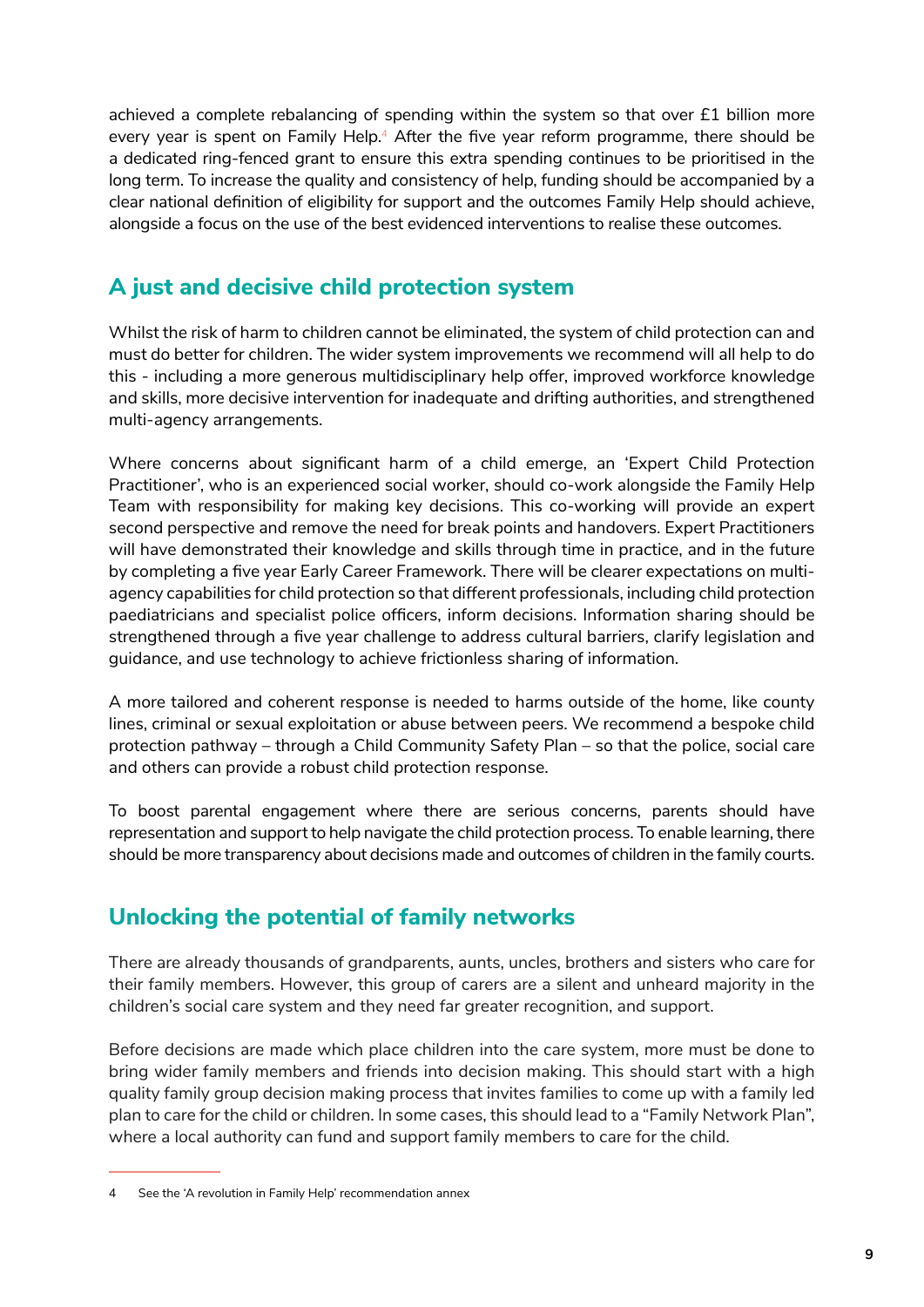achieved a complete rebalancing of spending within the system so that over £1 billion more every year is spent on Family Help.[4] After the five year reform programme, there should be a dedicated ring-fenced grant to ensure this extra spending continues to be prioritised in the long term. To increase the quality and consistency of help, funding should be accompanied by a clear national definition of eligibility for support and the outcomes Family Help should achieve, alongside a focus on the use of the best evidenced interventions to realise these outcomes.

## A just and decisive child protection system

Whilst the risk of harm to children cannot be eliminated, the system of child protection can and must do better for children. The wider system improvements we recommend will all help to do this - including a more generous multidisciplinary help offer, improved workforce knowledge and skills, more decisive intervention for inadequate and drifting authorities, and strengthened multi-agency arrangements.

Where concerns about significant harm of a child emerge, an 'Expert Child Protection Practitioner', who is an experienced social worker, should co-work alongside the Family Help Team with responsibility for making key decisions. This co-working will provide an expert second perspective and remove the need for break points and handovers. Expert Practitioners will have demonstrated their knowledge and skills through time in practice, and in the future by completing a five year Early Career Framework. There will be clearer expectations on multi-agency capabilities for child protection so that different professionals, including child protection paediatricians and specialist police officers, inform decisions. Information sharing should be strengthened through a five year challenge to address cultural barriers, clarify legislation and guidance, and use technology to achieve frictionless sharing of information.

A more tailored and coherent response is needed to harms outside of the home, like county lines, criminal or sexual exploitation or abuse between peers. We recommend a bespoke child protection pathway – through a Child Community Safety Plan – so that the police, social care and others can provide a robust child protection response.

To boost parental engagement where there are serious concerns, parents should have representation and support to help navigate the child protection process. To enable learning, there should be more transparency about decisions made and outcomes of children in the family courts.

## Unlocking the potential of family networks

There are already thousands of grandparents, aunts, uncles, brothers and sisters who care for their family members. However, this group of carers are a silent and unheard majority in the children's social care system and they need far greater recognition, and support.

Before decisions are made which place children into the care system, more must be done to bring wider family members and friends into decision making. This should start with a high quality family group decision making process that invites families to come up with a family led plan to care for the child or children. In some cases, this should lead to a "Family Network Plan", where a local authority can fund and support family members to care for the child.

---

4 See the 'A revolution in Family Help' recommendation annex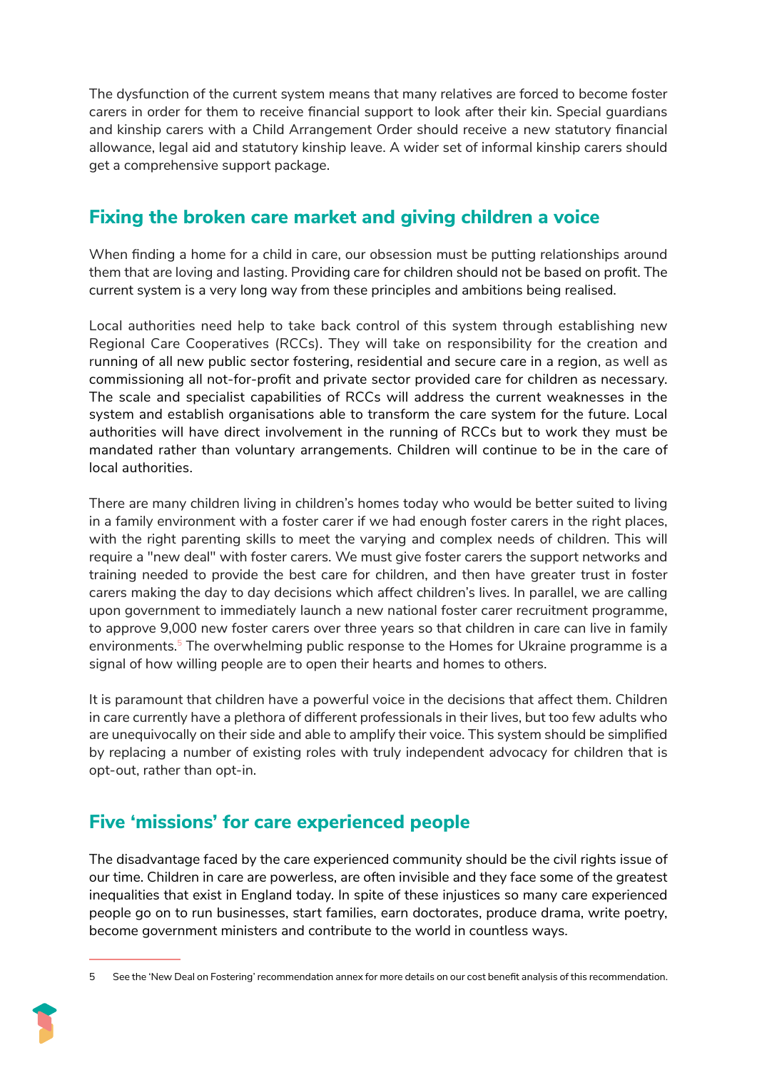The dysfunction of the current system means that many relatives are forced to become foster carers in order for them to receive financial support to look after their kin. Special guardians and kinship carers with a Child Arrangement Order should receive a new statutory financial allowance, legal aid and statutory kinship leave. A wider set of informal kinship carers should get a comprehensive support package.

## Fixing the broken care market and giving children a voice

When finding a home for a child in care, our obsession must be putting relationships around them that are loving and lasting. Providing care for children should not be based on profit. The current system is a very long way from these principles and ambitions being realised.

Local authorities need help to take back control of this system through establishing new Regional Care Cooperatives (RCCs). They will take on responsibility for the creation and running of all new public sector fostering, residential and secure care in a region, as well as commissioning all not-for-profit and private sector provided care for children as necessary. The scale and specialist capabilities of RCCs will address the current weaknesses in the system and establish organisations able to transform the care system for the future. Local authorities will have direct involvement in the running of RCCs but to work they must be mandated rather than voluntary arrangements. Children will continue to be in the care of local authorities.

There are many children living in children's homes today who would be better suited to living in a family environment with a foster carer if we had enough foster carers in the right places, with the right parenting skills to meet the varying and complex needs of children. This will require a "new deal" with foster carers. We must give foster carers the support networks and training needed to provide the best care for children, and then have greater trust in foster carers making the day to day decisions which affect children's lives. In parallel, we are calling upon government to immediately launch a new national foster carer recruitment programme, to approve 9,000 new foster carers over three years so that children in care can live in family environments.[5] The overwhelming public response to the Homes for Ukraine programme is a signal of how willing people are to open their hearts and homes to others.

It is paramount that children have a powerful voice in the decisions that affect them. Children in care currently have a plethora of different professionals in their lives, but too few adults who are unequivocally on their side and able to amplify their voice. This system should be simplified by replacing a number of existing roles with truly independent advocacy for children that is opt-out, rather than opt-in.

## Five 'missions' for care experienced people

The disadvantage faced by the care experienced community should be the civil rights issue of our time. Children in care are powerless, are often invisible and they face some of the greatest inequalities that exist in England today. In spite of these injustices so many care experienced people go on to run businesses, start families, earn doctorates, produce drama, write poetry, become government ministers and contribute to the world in countless ways.

---

5 See the 'New Deal on Fostering' recommendation annex for more details on our cost benefit analysis of this recommendation.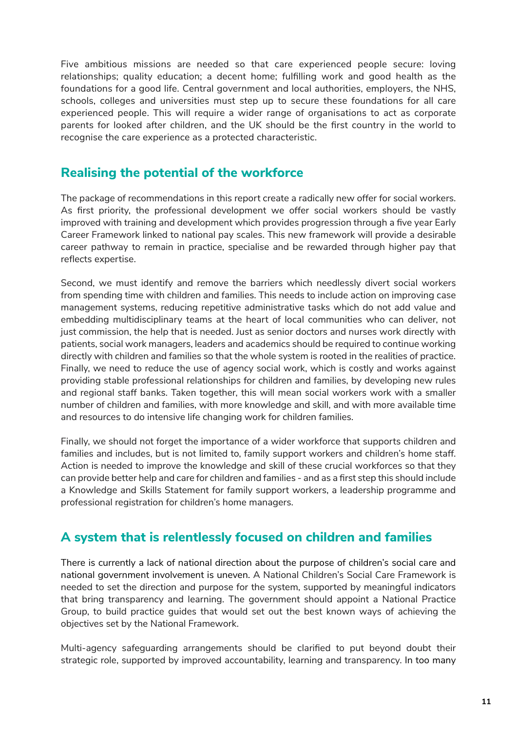Five ambitious missions are needed so that care experienced people secure: loving relationships; quality education; a decent home; fulfilling work and good health as the foundations for a good life. Central government and local authorities, employers, the NHS, schools, colleges and universities must step up to secure these foundations for all care experienced people. This will require a wider range of organisations to act as corporate parents for looked after children, and the UK should be the first country in the world to recognise the care experience as a protected characteristic.

## Realising the potential of the workforce

The package of recommendations in this report create a radically new offer for social workers. As first priority, the professional development we offer social workers should be vastly improved with training and development which provides progression through a five year Early Career Framework linked to national pay scales. This new framework will provide a desirable career pathway to remain in practice, specialise and be rewarded through higher pay that reflects expertise.

Second, we must identify and remove the barriers which needlessly divert social workers from spending time with children and families. This needs to include action on improving case management systems, reducing repetitive administrative tasks which do not add value and embedding multidisciplinary teams at the heart of local communities who can deliver, not just commission, the help that is needed. Just as senior doctors and nurses work directly with patients, social work managers, leaders and academics should be required to continue working directly with children and families so that the whole system is rooted in the realities of practice. Finally, we need to reduce the use of agency social work, which is costly and works against providing stable professional relationships for children and families, by developing new rules and regional staff banks. Taken together, this will mean social workers work with a smaller number of children and families, with more knowledge and skill, and with more available time and resources to do intensive life changing work for children families.

Finally, we should not forget the importance of a wider workforce that supports children and families and includes, but is not limited to, family support workers and children's home staff. Action is needed to improve the knowledge and skill of these crucial workforces so that they can provide better help and care for children and families - and as a first step this should include a Knowledge and Skills Statement for family support workers, a leadership programme and professional registration for children's home managers.

## A system that is relentlessly focused on children and families

There is currently a lack of national direction about the purpose of children's social care and national government involvement is uneven. A National Children's Social Care Framework is needed to set the direction and purpose for the system, supported by meaningful indicators that bring transparency and learning. The government should appoint a National Practice Group, to build practice guides that would set out the best known ways of achieving the objectives set by the National Framework.

Multi-agency safeguarding arrangements should be clarified to put beyond doubt their strategic role, supported by improved accountability, learning and transparency. In too many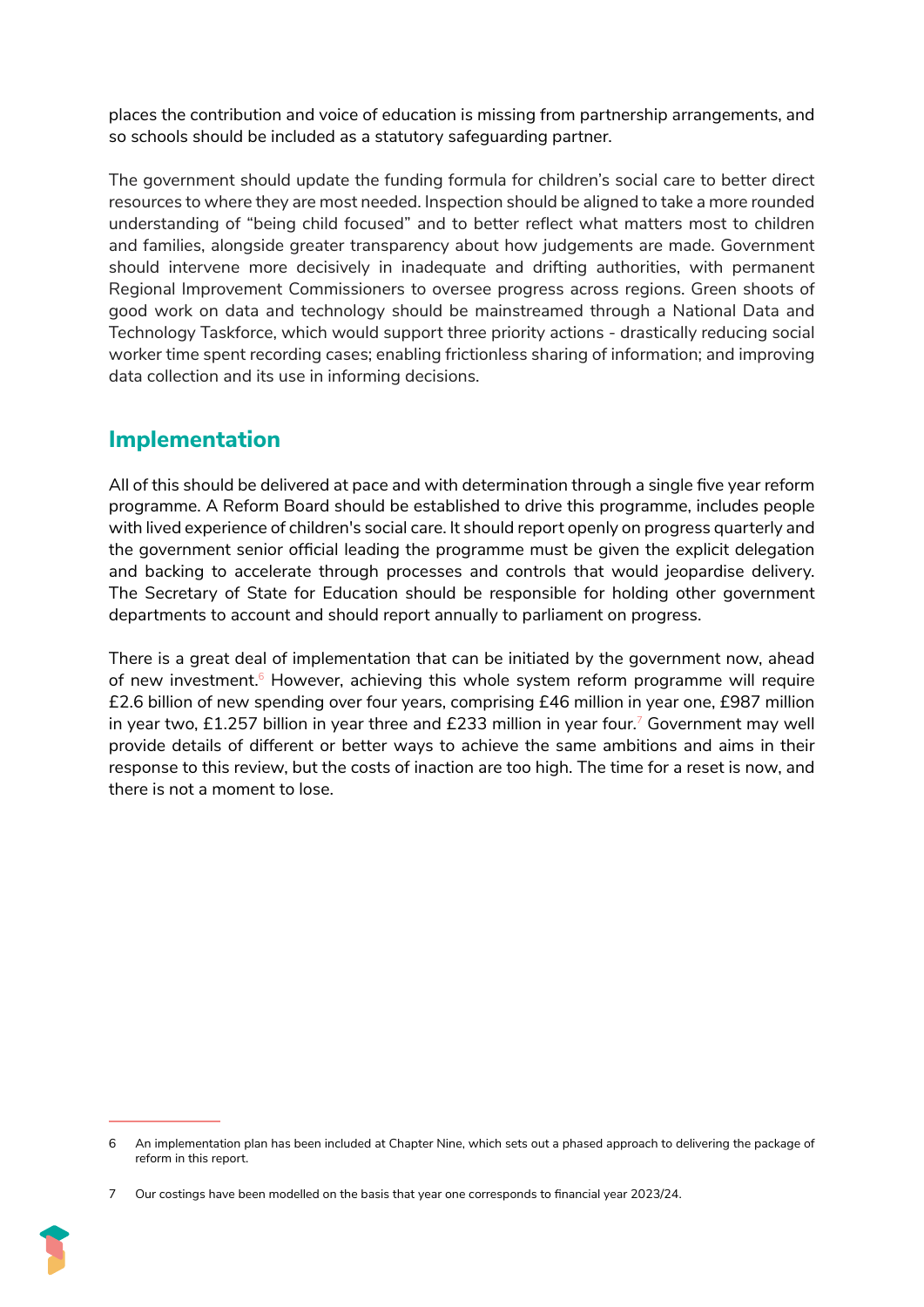places the contribution and voice of education is missing from partnership arrangements, and so schools should be included as a statutory safeguarding partner.

The government should update the funding formula for children's social care to better direct resources to where they are most needed. Inspection should be aligned to take a more rounded understanding of "being child focused" and to better reflect what matters most to children and families, alongside greater transparency about how judgements are made. Government should intervene more decisively in inadequate and drifting authorities, with permanent Regional Improvement Commissioners to oversee progress across regions. Green shoots of good work on data and technology should be mainstreamed through a National Data and Technology Taskforce, which would support three priority actions - drastically reducing social worker time spent recording cases; enabling frictionless sharing of information; and improving data collection and its use in informing decisions.

## Implementation

All of this should be delivered at pace and with determination through a single five year reform programme. A Reform Board should be established to drive this programme, includes people with lived experience of children's social care. It should report openly on progress quarterly and the government senior official leading the programme must be given the explicit delegation and backing to accelerate through processes and controls that would jeopardise delivery. The Secretary of State for Education should be responsible for holding other government departments to account and should report annually to parliament on progress.

There is a great deal of implementation that can be initiated by the government now, ahead of new investment.[6] However, achieving this whole system reform programme will require £2.6 billion of new spending over four years, comprising £46 million in year one, £987 million in year two, £1.257 billion in year three and £233 million in year four.[7] Government may well provide details of different or better ways to achieve the same ambitions and aims in their response to this review, but the costs of inaction are too high. The time for a reset is now, and there is not a moment to lose.

6 An implementation plan has been included at Chapter Nine, which sets out a phased approach to delivering the package of reform in this report.

7 Our costings have been modelled on the basis that year one corresponds to financial year 2023/24.